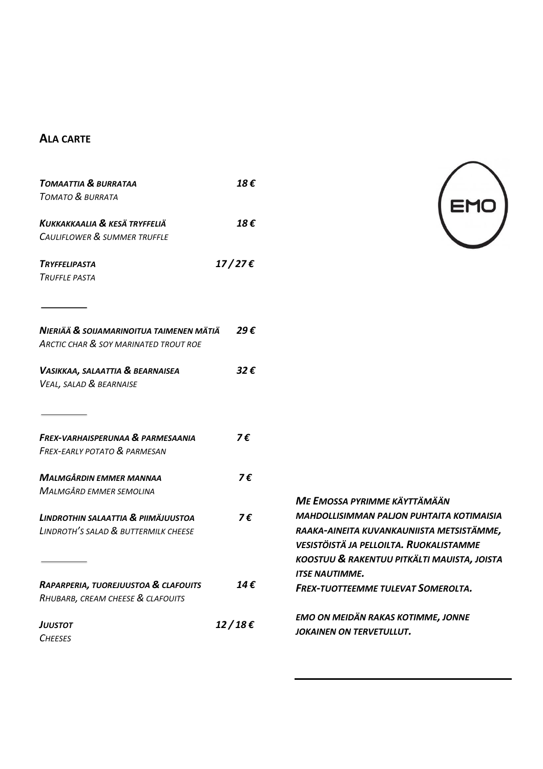## ALA CARTE

***TOMAATTIA & BURRATAA*** — ***18 €***
*TOMATO & BURRATA*

***KUKKAKKAALIA & KESÄ TRYFFELIÄ*** — ***18 €***
*CAULIFLOWER & SUMMER TRUFFLE*

***TRYFFELIPASTA*** — ***17 / 27 €***
*TRUFFLE PASTA*

---

***NIERIÄÄ & SOIJAMARINOITUA TAIMENEN MÄTIÄ*** — ***29 €***
*ARCTIC CHAR & SOY MARINATED TROUT ROE*

***VASIKKAA, SALAATTIA & BEARNAISEA*** — ***32 €***
*VEAL, SALAD & BEARNAISE*

---

***FREX-VARHAISPERUNAA & PARMESAANIA*** — ***7 €***
*FREX-EARLY POTATO & PARMESAN*

***MALMGÅRDIN EMMER MANNAA*** — ***7 €***
*MALMGÅRD EMMER SEMOLINA*

***LINDROTHIN SALAATTIA & PIIMÄJUUSTOA*** — ***7 €***
*LINDROTH'S SALAD & BUTTERMILK CHEESE*

---

***RAPARPERIA, TUOREJUUSTOA & CLAFOUITS*** — ***14 €***
*RHUBARB, CREAM CHEESE & CLAFOUITS*

***JUUSTOT*** — ***12 / 18 €***
*CHEESES*

EMO

***ME EMOSSA PYRIMME KÄYTTÄMÄÄN MAHDOLLISIMMAN PALJON PUHTAITA KOTIMAISIA RAAKA-AINEITA KUVANKAUNIISTA METSISTÄMME, VESISTÖISTÄ JA PELLOILTA. RUOKALISTAMME KOOSTUU & RAKENTUU PITKÄLTI MAUISTA, JOISTA ITSE NAUTIMME.***
***FREX-TUOTTEEMME TULEVAT SOMEROLTA.***

***EMO ON MEIDÄN RAKAS KOTIMME, JONNE JOKAINEN ON TERVETULLUT.***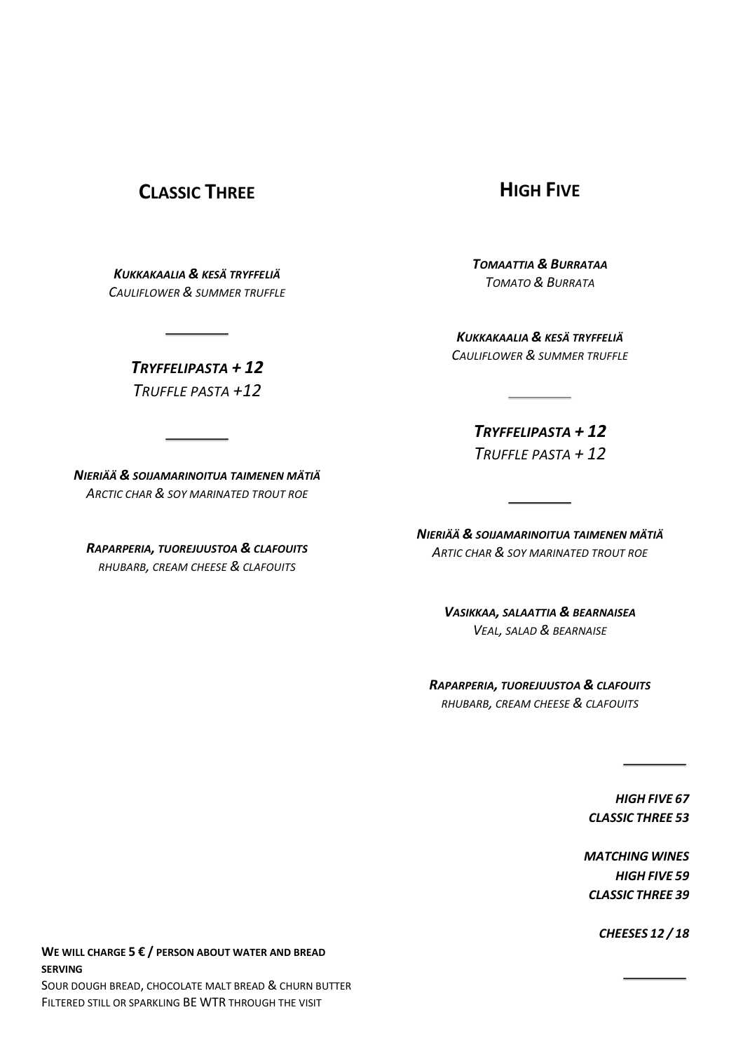## CLASSIC THREE

***KUKKAKAALIA & KESÄ TRYFFELIÄ***
*CAULIFLOWER & SUMMER TRUFFLE*

---

***TRYFFELIPASTA + 12***
*TRUFFLE PASTA +12*

---

***NIERIÄÄ & SOIJAMARINOITUA TAIMENEN MÄTIÄ***
*ARCTIC CHAR & SOY MARINATED TROUT ROE*

***RAPARPERIA, TUOREJUUSTOA & CLAFOUITS***
*RHUBARB, CREAM CHEESE & CLAFOUITS*

## HIGH FIVE

***TOMAATTIA & BURRATAA***
*TOMATO & BURRATA*

***KUKKAKAALIA & KESÄ TRYFFELIÄ***
*CAULIFLOWER & SUMMER TRUFFLE*

---

***TRYFFELIPASTA + 12***
*TRUFFLE PASTA + 12*

---

***NIERIÄÄ & SOIJAMARINOITUA TAIMENEN MÄTIÄ***
*ARTIC CHAR & SOY MARINATED TROUT ROE*

***VASIKKAA, SALAATTIA & BEARNAISEA***
*VEAL, SALAD & BEARNAISE*

***RAPARPERIA, TUOREJUUSTOA & CLAFOUITS***
*RHUBARB, CREAM CHEESE & CLAFOUITS*

---

***HIGH FIVE 67***
***CLASSIC THREE 53***

***MATCHING WINES***
***HIGH FIVE 59***
***CLASSIC THREE 39***

***CHEESES 12 / 18***

---

**WE WILL CHARGE 5 € / PERSON ABOUT WATER AND BREAD SERVING**
SOUR DOUGH BREAD, CHOCOLATE MALT BREAD & CHURN BUTTER
FILTERED STILL OR SPARKLING BE WTR THROUGH THE VISIT